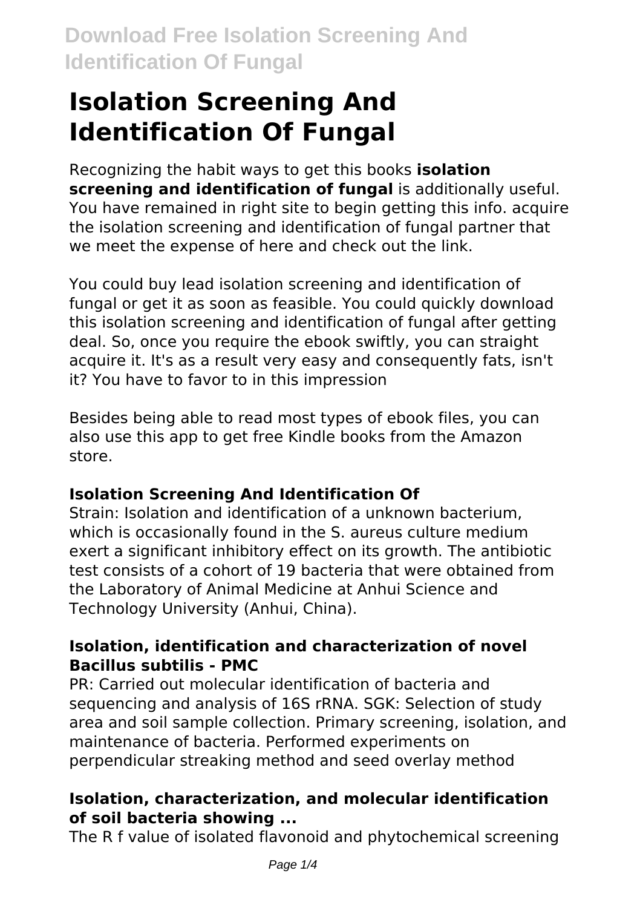# Isolation Screening And Identification Of Fungal

Recognizing the habit ways to get this books **isolation screening and identification of fungal** is additionally useful. You have remained in right site to begin getting this info. acquire the isolation screening and identification of fungal partner that we meet the expense of here and check out the link.

You could buy lead isolation screening and identification of fungal or get it as soon as feasible. You could quickly download this isolation screening and identification of fungal after getting deal. So, once you require the ebook swiftly, you can straight acquire it. It's as a result very easy and consequently fats, isn't it? You have to favor to in this impression

Besides being able to read most types of ebook files, you can also use this app to get free Kindle books from the Amazon store.

### Isolation Screening And Identification Of

Strain: Isolation and identification of a unknown bacterium, which is occasionally found in the S. aureus culture medium exert a significant inhibitory effect on its growth. The antibiotic test consists of a cohort of 19 bacteria that were obtained from the Laboratory of Animal Medicine at Anhui Science and Technology University (Anhui, China).

### Isolation, identification and characterization of novel Bacillus subtilis - PMC

PR: Carried out molecular identification of bacteria and sequencing and analysis of 16S rRNA. SGK: Selection of study area and soil sample collection. Primary screening, isolation, and maintenance of bacteria. Performed experiments on perpendicular streaking method and seed overlay method

### Isolation, characterization, and molecular identification of soil bacteria showing ...

The R f value of isolated flavonoid and phytochemical screening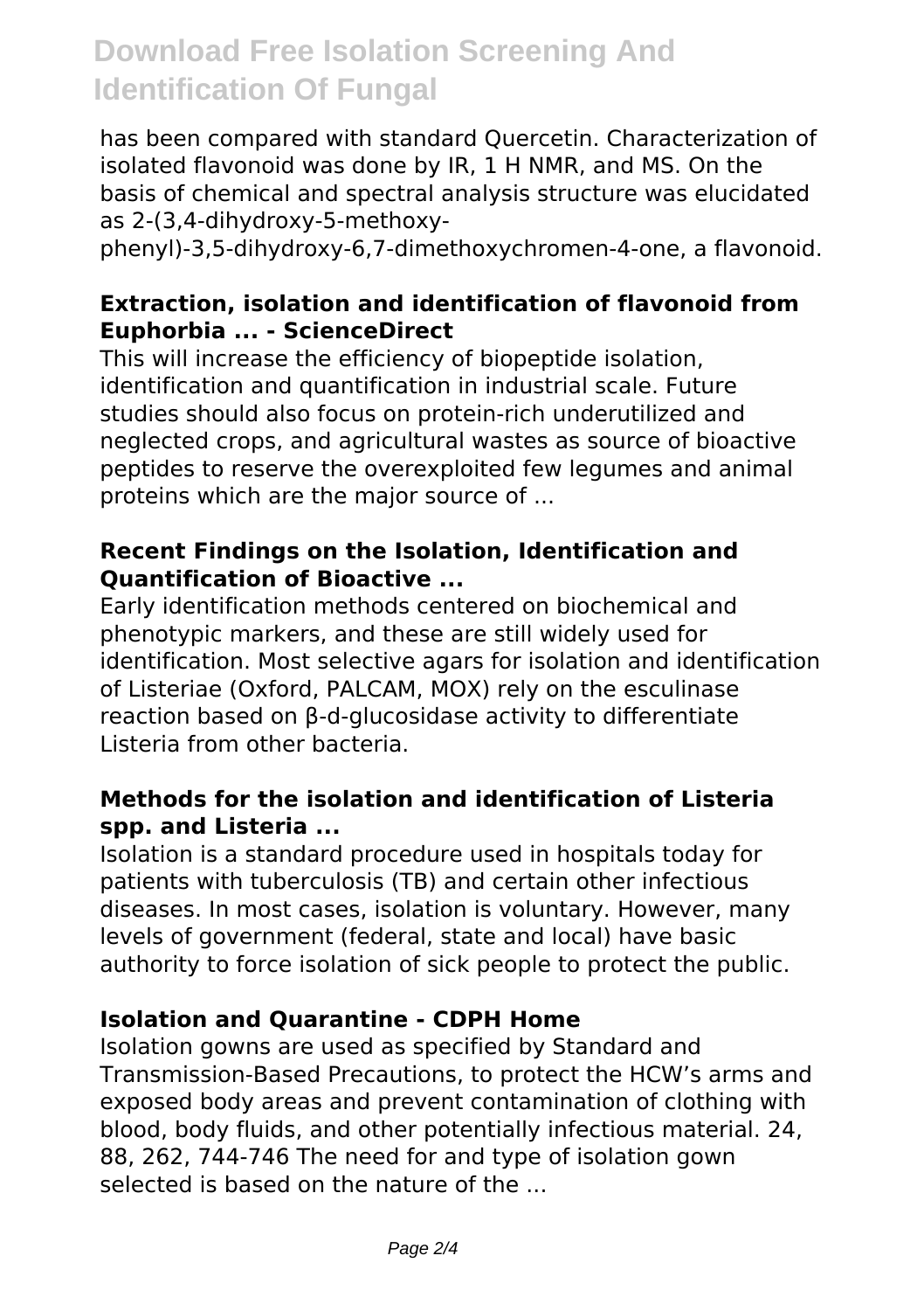has been compared with standard Quercetin. Characterization of isolated flavonoid was done by IR, 1 H NMR, and MS. On the basis of chemical and spectral analysis structure was elucidated as 2-(3,4-dihydroxy-5-methoxy-phenyl)-3,5-dihydroxy-6,7-dimethoxychromen-4-one, a flavonoid.

### Extraction, isolation and identification of flavonoid from Euphorbia ... - ScienceDirect

This will increase the efficiency of biopeptide isolation, identification and quantification in industrial scale. Future studies should also focus on protein-rich underutilized and neglected crops, and agricultural wastes as source of bioactive peptides to reserve the overexploited few legumes and animal proteins which are the major source of ...

### Recent Findings on the Isolation, Identification and Quantification of Bioactive ...

Early identification methods centered on biochemical and phenotypic markers, and these are still widely used for identification. Most selective agars for isolation and identification of Listeriae (Oxford, PALCAM, MOX) rely on the esculinase reaction based on β-d-glucosidase activity to differentiate Listeria from other bacteria.

### Methods for the isolation and identification of Listeria spp. and Listeria ...

Isolation is a standard procedure used in hospitals today for patients with tuberculosis (TB) and certain other infectious diseases. In most cases, isolation is voluntary. However, many levels of government (federal, state and local) have basic authority to force isolation of sick people to protect the public.

### Isolation and Quarantine - CDPH Home

Isolation gowns are used as specified by Standard and Transmission-Based Precautions, to protect the HCW's arms and exposed body areas and prevent contamination of clothing with blood, body fluids, and other potentially infectious material. 24, 88, 262, 744-746 The need for and type of isolation gown selected is based on the nature of the ...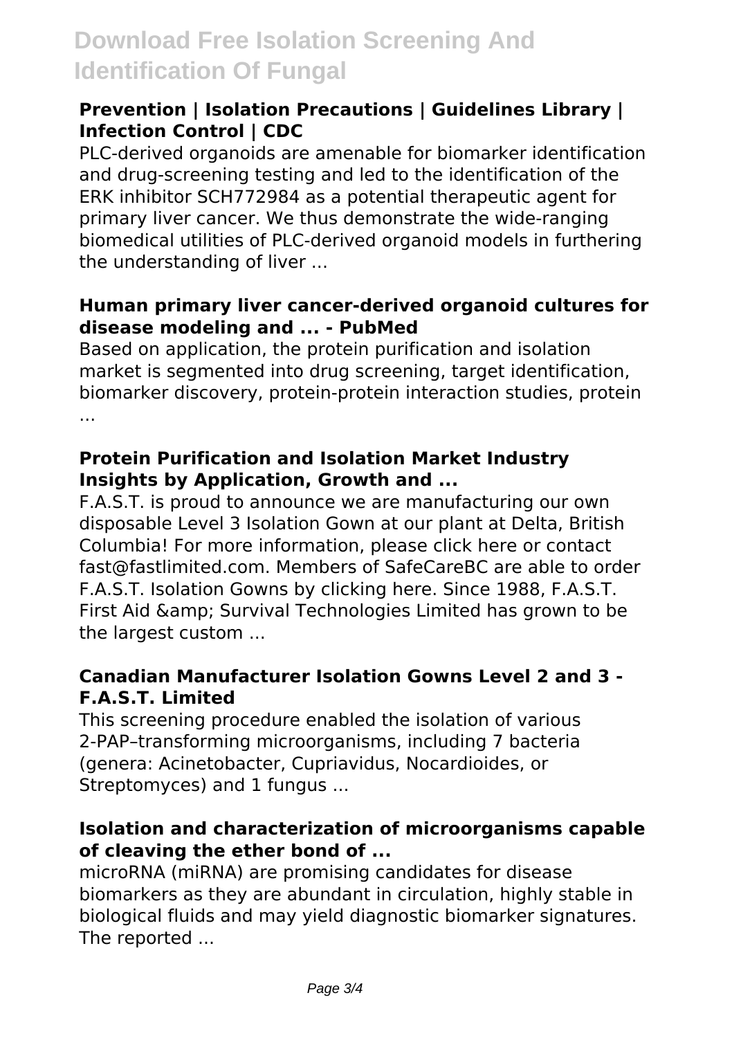### Prevention | Isolation Precautions | Guidelines Library | Infection Control | CDC

PLC-derived organoids are amenable for biomarker identification and drug-screening testing and led to the identification of the ERK inhibitor SCH772984 as a potential therapeutic agent for primary liver cancer. We thus demonstrate the wide-ranging biomedical utilities of PLC-derived organoid models in furthering the understanding of liver ...

### Human primary liver cancer-derived organoid cultures for disease modeling and ... - PubMed

Based on application, the protein purification and isolation market is segmented into drug screening, target identification, biomarker discovery, protein-protein interaction studies, protein ...

### Protein Purification and Isolation Market Industry Insights by Application, Growth and ...

F.A.S.T. is proud to announce we are manufacturing our own disposable Level 3 Isolation Gown at our plant at Delta, British Columbia! For more information, please click here or contact fast@fastlimited.com. Members of SafeCareBC are able to order F.A.S.T. Isolation Gowns by clicking here. Since 1988, F.A.S.T. First Aid &amp; Survival Technologies Limited has grown to be the largest custom ...

### Canadian Manufacturer Isolation Gowns Level 2 and 3 - F.A.S.T. Limited

This screening procedure enabled the isolation of various 2-PAP–transforming microorganisms, including 7 bacteria (genera: Acinetobacter, Cupriavidus, Nocardioides, or Streptomyces) and 1 fungus ...

### Isolation and characterization of microorganisms capable of cleaving the ether bond of ...

microRNA (miRNA) are promising candidates for disease biomarkers as they are abundant in circulation, highly stable in biological fluids and may yield diagnostic biomarker signatures. The reported ...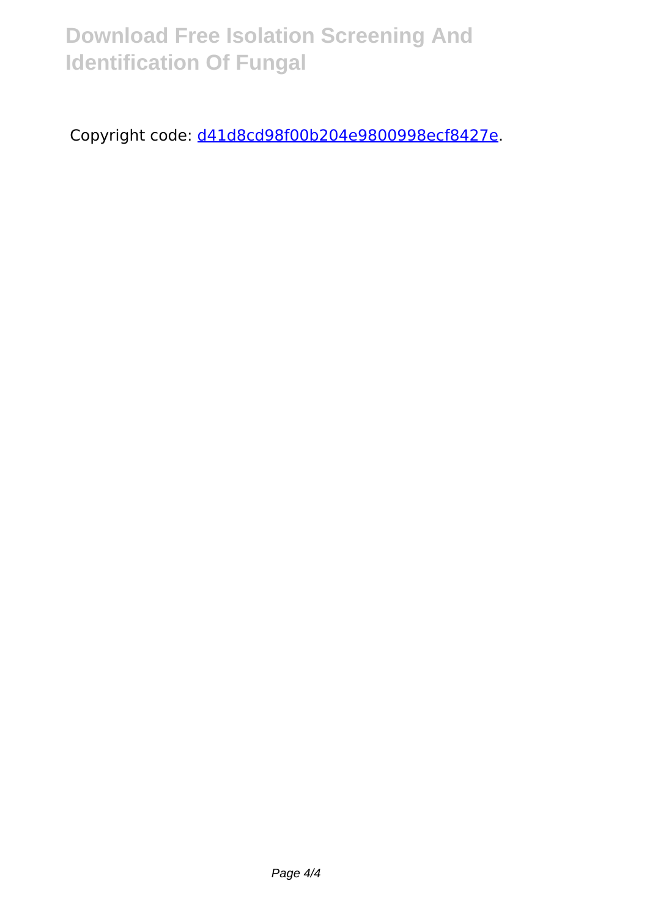Copyright code: [d41d8cd98f00b204e9800998ecf8427e](d41d8cd98f00b204e9800998ecf8427e).